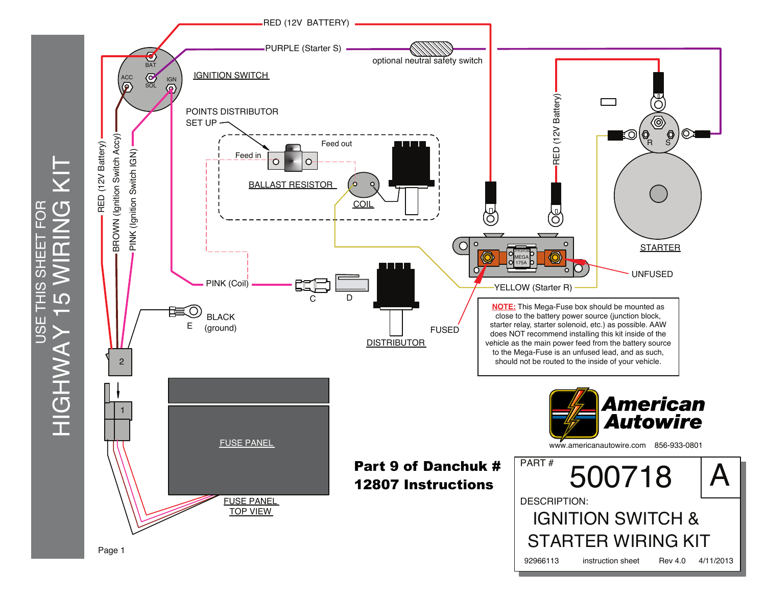# USE THIS SHEET FOR HIGHWAY 15 WIRING KIT

RED (12V BATTERY)

PURPLE (Starter S)

optional neutral safety switch

IGNITION SWITCH

BAT

ACC

SOL

IGN

POINTS DISTRIBUTOR SET UP

Feed in

Feed out

BALLAST RESISTOR

COIL

RED (12V Battery)

BROWN (Ignition Switch Accy)

PINK (Ignition Switch IGN)

PINK (Coil)

C

D

BLACK (ground)

E

DISTRIBUTOR

RED (12V Battery)

R

S

STARTER

UNFUSED

FUSED

YELLOW (Starter R)

MEGA 175A

2

1

FUSE PANEL

FUSE PANEL TOP VIEW

**NOTE:** This Mega-Fuse box should be mounted as close to the battery power source (junction block, starter relay, starter solenoid, etc.) as possible. AAW does NOT recommend installing this kit inside of the vehicle as the main power feed from the battery source to the Mega-Fuse is an unfused lead, and as such, should not be routed to the inside of your vehicle.

**Part 9 of Danchuk # 12807 Instructions**

**American Autowire**

www.americanautowire.com 856-933-0801

| PART # | 500718 | A |
|---|---|---|
| DESCRIPTION: | IGNITION SWITCH & STARTER WIRING KIT | |
| 92966113 | instruction sheet | Rev 4.0 4/11/2013 |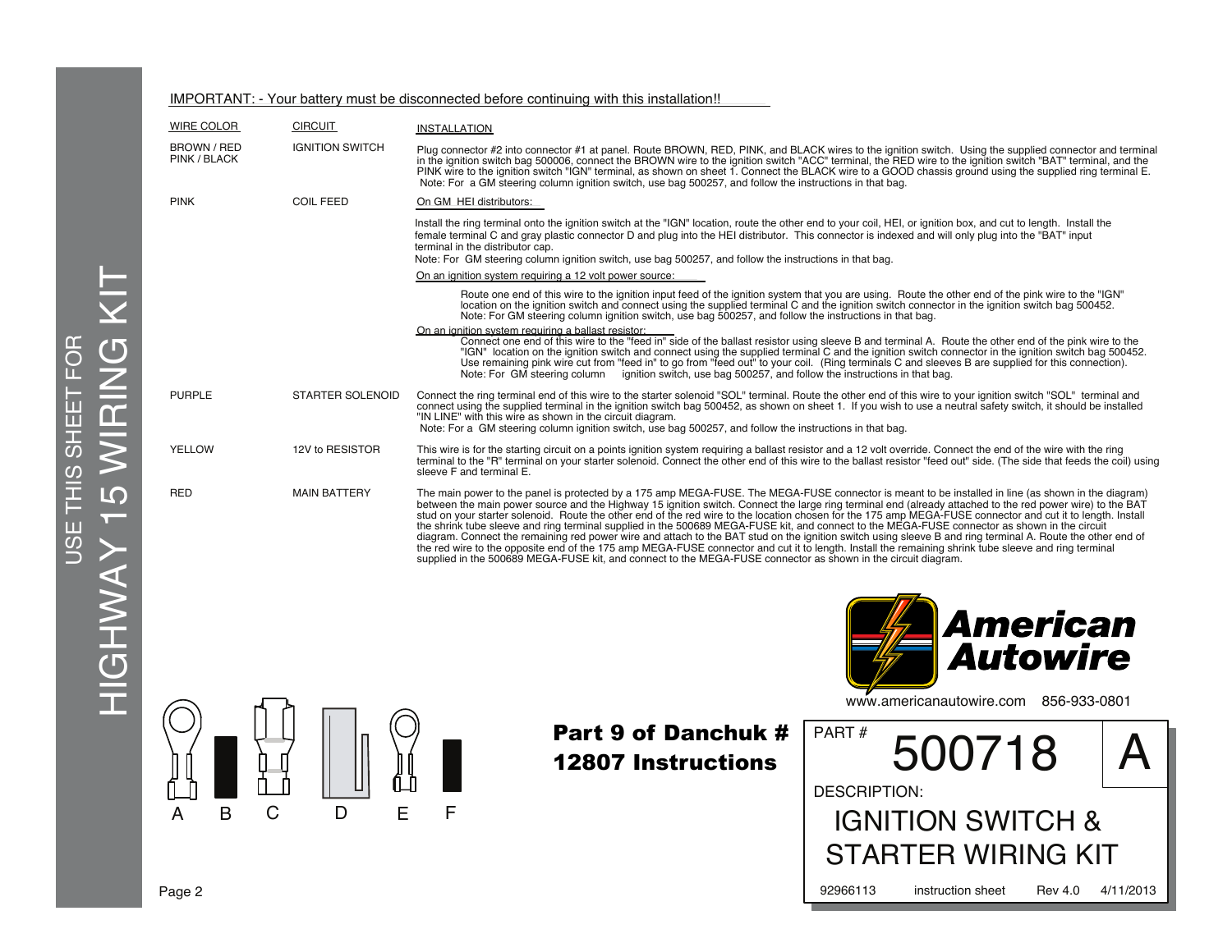USE THIS SHEET FOR

# HIGHWAY 15 WIRING KIT

IMPORTANT: - Your battery must be disconnected before continuing with this installation!!

| WIRE COLOR | CIRCUIT | INSTALLATION |
|---|---|---|
| BROWN / RED PINK / BLACK | IGNITION SWITCH | Plug connector #2 into connector #1 at panel. Route BROWN, RED, PINK, and BLACK wires to the ignition switch. Using the supplied connector and terminal in the ignition switch bag 500006, connect the BROWN wire to the ignition switch "ACC" terminal, the RED wire to the ignition switch "BAT" terminal, and the PINK wire to the ignition switch "IGN" terminal, as shown on sheet 1. Connect the BLACK wire to a GOOD chassis ground using the supplied ring terminal E. Note: For a GM steering column ignition switch, use bag 500257, and follow the instructions in that bag. |
| PINK | COIL FEED | On GM HEI distributors: Install the ring terminal onto the ignition switch at the "IGN" location, route the other end to your coil, HEI, or ignition box, and cut to length. Install the female terminal C and gray plastic connector D and plug into the HEI distributor. This connector is indexed and will only plug into the "BAT" input terminal in the distributor cap. Note: For GM steering column ignition switch, use bag 500257, and follow the instructions in that bag.<br>On an ignition system requiring a 12 volt power source: Route one end of this wire to the ignition input feed of the ignition system that you are using. Route the other end of the pink wire to the "IGN" location on the ignition switch and connect using the supplied terminal C and the ignition switch connector in the ignition switch bag 500452. Note: For GM steering column ignition switch, use bag 500257, and follow the instructions in that bag.<br>On an ignition system requiring a ballast resistor: Connect one end of this wire to the "feed in" side of the ballast resistor using sleeve B and terminal A. Route the other end of the pink wire to the "IGN" location on the ignition switch and connect using the supplied terminal C and the ignition switch connector in the ignition switch bag 500452. Use remaining pink wire cut from "feed in" to go from "feed out" to your coil. (Ring terminals C and sleeves B are supplied for this connection). Note: For GM steering column ignition switch, use bag 500257, and follow the instructions in that bag. |
| PURPLE | STARTER SOLENOID | Connect the ring terminal end of this wire to the starter solenoid "SOL" terminal. Route the other end of this wire to your ignition switch "SOL" terminal and connect using the supplied terminal in the ignition switch bag 500452, as shown on sheet 1. If you wish to use a neutral safety switch, it should be installed "IN LINE" with this wire as shown in the circuit diagram. Note: For a GM steering column ignition switch, use bag 500257, and follow the instructions in that bag. |
| YELLOW | 12V to RESISTOR | This wire is for the starting circuit on a points ignition system requiring a ballast resistor and a 12 volt override. Connect the end of the wire with the ring terminal to the "R" terminal on your starter solenoid. Connect the other end of this wire to the ballast resistor "feed out" side. (The side that feeds the coil) using sleeve F and terminal E. |
| RED | MAIN BATTERY | The main power to the panel is protected by a 175 amp MEGA-FUSE. The MEGA-FUSE connector is meant to be installed in line (as shown in the diagram) between the main power source and the Highway 15 ignition switch. Connect the large ring terminal end (already attached to the red power wire) to the BAT stud on your starter solenoid. Route the other end of the red wire to the location chosen for the 175 amp MEGA-FUSE connector and cut it to length. Install the shrink tube sleeve and ring terminal supplied in the 500689 MEGA-FUSE kit, and connect to the MEGA-FUSE connector as shown in the circuit diagram. Connect the remaining red power wire and attach to the BAT stud on the ignition switch using sleeve B and ring terminal A. Route the other end of the red wire to the opposite end of the 175 amp MEGA-FUSE connector and cut it to length. Install the remaining shrink tube sleeve and ring terminal supplied in the 500689 MEGA-FUSE kit, and connect to the MEGA-FUSE connector as shown in the circuit diagram. |

A B C D E F

**American Autowire**

www.americanautowire.com 856-933-0801

**Part 9 of Danchuk # 12807 Instructions**

PART # 500718 A

DESCRIPTION:

IGNITION SWITCH & STARTER WIRING KIT

92966113 instruction sheet Rev 4.0 4/11/2013